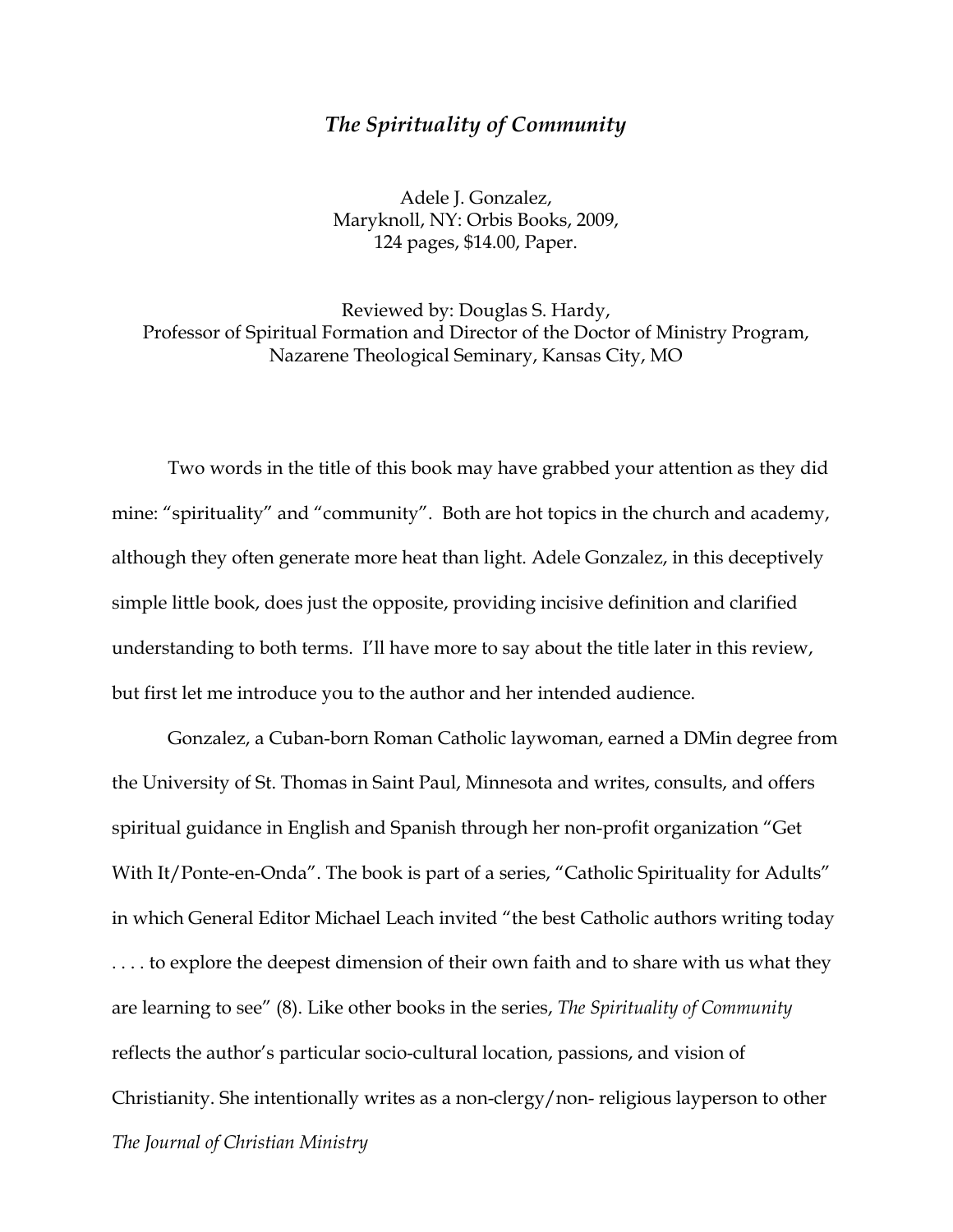# *The Spirituality of Community*

Adele J. Gonzalez,
Maryknoll, NY: Orbis Books, 2009,
124 pages, $14.00, Paper.

Reviewed by: Douglas S. Hardy,
Professor of Spiritual Formation and Director of the Doctor of Ministry Program,
Nazarene Theological Seminary, Kansas City, MO

Two words in the title of this book may have grabbed your attention as they did mine: "spirituality" and "community". Both are hot topics in the church and academy, although they often generate more heat than light. Adele Gonzalez, in this deceptively simple little book, does just the opposite, providing incisive definition and clarified understanding to both terms. I'll have more to say about the title later in this review, but first let me introduce you to the author and her intended audience.

Gonzalez, a Cuban-born Roman Catholic laywoman, earned a DMin degree from the University of St. Thomas in Saint Paul, Minnesota and writes, consults, and offers spiritual guidance in English and Spanish through her non-profit organization "Get With It/Ponte-en-Onda". The book is part of a series, "Catholic Spirituality for Adults" in which General Editor Michael Leach invited "the best Catholic authors writing today . . . . to explore the deepest dimension of their own faith and to share with us what they are learning to see" (8). Like other books in the series, *The Spirituality of Community* reflects the author's particular socio-cultural location, passions, and vision of Christianity. She intentionally writes as a non-clergy/non- religious layperson to other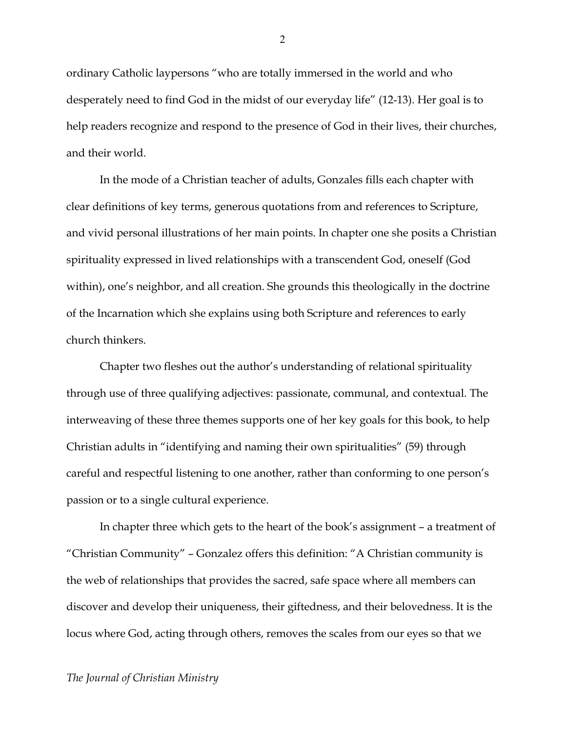ordinary Catholic laypersons "who are totally immersed in the world and who desperately need to find God in the midst of our everyday life" (12-13). Her goal is to help readers recognize and respond to the presence of God in their lives, their churches, and their world.

In the mode of a Christian teacher of adults, Gonzales fills each chapter with clear definitions of key terms, generous quotations from and references to Scripture, and vivid personal illustrations of her main points. In chapter one she posits a Christian spirituality expressed in lived relationships with a transcendent God, oneself (God within), one's neighbor, and all creation. She grounds this theologically in the doctrine of the Incarnation which she explains using both Scripture and references to early church thinkers.

Chapter two fleshes out the author's understanding of relational spirituality through use of three qualifying adjectives: passionate, communal, and contextual. The interweaving of these three themes supports one of her key goals for this book, to help Christian adults in "identifying and naming their own spiritualities" (59) through careful and respectful listening to one another, rather than conforming to one person's passion or to a single cultural experience.

In chapter three which gets to the heart of the book's assignment – a treatment of "Christian Community" – Gonzalez offers this definition: "A Christian community is the web of relationships that provides the sacred, safe space where all members can discover and develop their uniqueness, their giftedness, and their belovedness. It is the locus where God, acting through others, removes the scales from our eyes so that we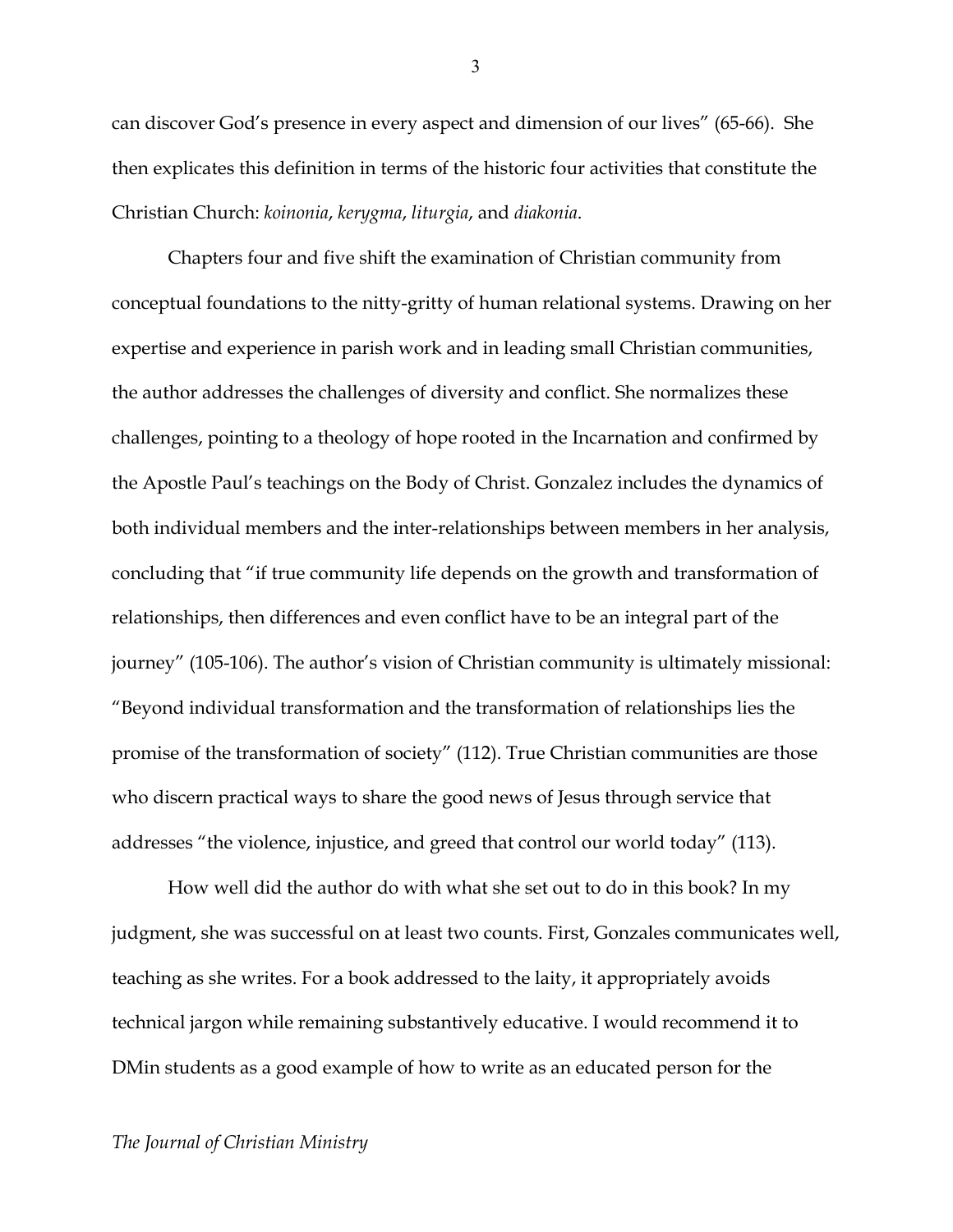can discover God's presence in every aspect and dimension of our lives" (65-66). She then explicates this definition in terms of the historic four activities that constitute the Christian Church: *koinonia*, *kerygma*, *liturgia*, and *diakonia*.

Chapters four and five shift the examination of Christian community from conceptual foundations to the nitty-gritty of human relational systems. Drawing on her expertise and experience in parish work and in leading small Christian communities, the author addresses the challenges of diversity and conflict. She normalizes these challenges, pointing to a theology of hope rooted in the Incarnation and confirmed by the Apostle Paul's teachings on the Body of Christ. Gonzalez includes the dynamics of both individual members and the inter-relationships between members in her analysis, concluding that "if true community life depends on the growth and transformation of relationships, then differences and even conflict have to be an integral part of the journey" (105-106). The author's vision of Christian community is ultimately missional: "Beyond individual transformation and the transformation of relationships lies the promise of the transformation of society" (112). True Christian communities are those who discern practical ways to share the good news of Jesus through service that addresses "the violence, injustice, and greed that control our world today" (113).

How well did the author do with what she set out to do in this book? In my judgment, she was successful on at least two counts. First, Gonzales communicates well, teaching as she writes. For a book addressed to the laity, it appropriately avoids technical jargon while remaining substantively educative. I would recommend it to DMin students as a good example of how to write as an educated person for the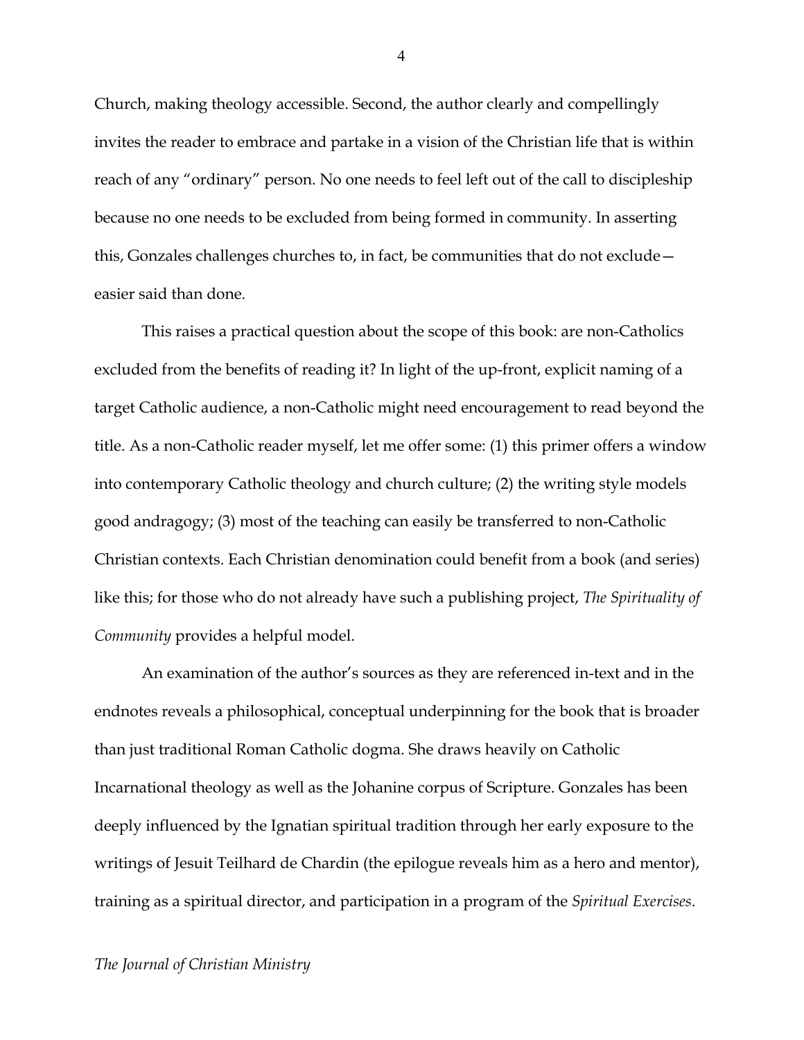Church, making theology accessible. Second, the author clearly and compellingly invites the reader to embrace and partake in a vision of the Christian life that is within reach of any "ordinary" person. No one needs to feel left out of the call to discipleship because no one needs to be excluded from being formed in community. In asserting this, Gonzales challenges churches to, in fact, be communities that do not exclude—easier said than done.

This raises a practical question about the scope of this book: are non-Catholics excluded from the benefits of reading it? In light of the up-front, explicit naming of a target Catholic audience, a non-Catholic might need encouragement to read beyond the title. As a non-Catholic reader myself, let me offer some: (1) this primer offers a window into contemporary Catholic theology and church culture; (2) the writing style models good andragogy; (3) most of the teaching can easily be transferred to non-Catholic Christian contexts. Each Christian denomination could benefit from a book (and series) like this; for those who do not already have such a publishing project, *The Spirituality of Community* provides a helpful model.

An examination of the author's sources as they are referenced in-text and in the endnotes reveals a philosophical, conceptual underpinning for the book that is broader than just traditional Roman Catholic dogma. She draws heavily on Catholic Incarnational theology as well as the Johanine corpus of Scripture. Gonzales has been deeply influenced by the Ignatian spiritual tradition through her early exposure to the writings of Jesuit Teilhard de Chardin (the epilogue reveals him as a hero and mentor), training as a spiritual director, and participation in a program of the *Spiritual Exercises*.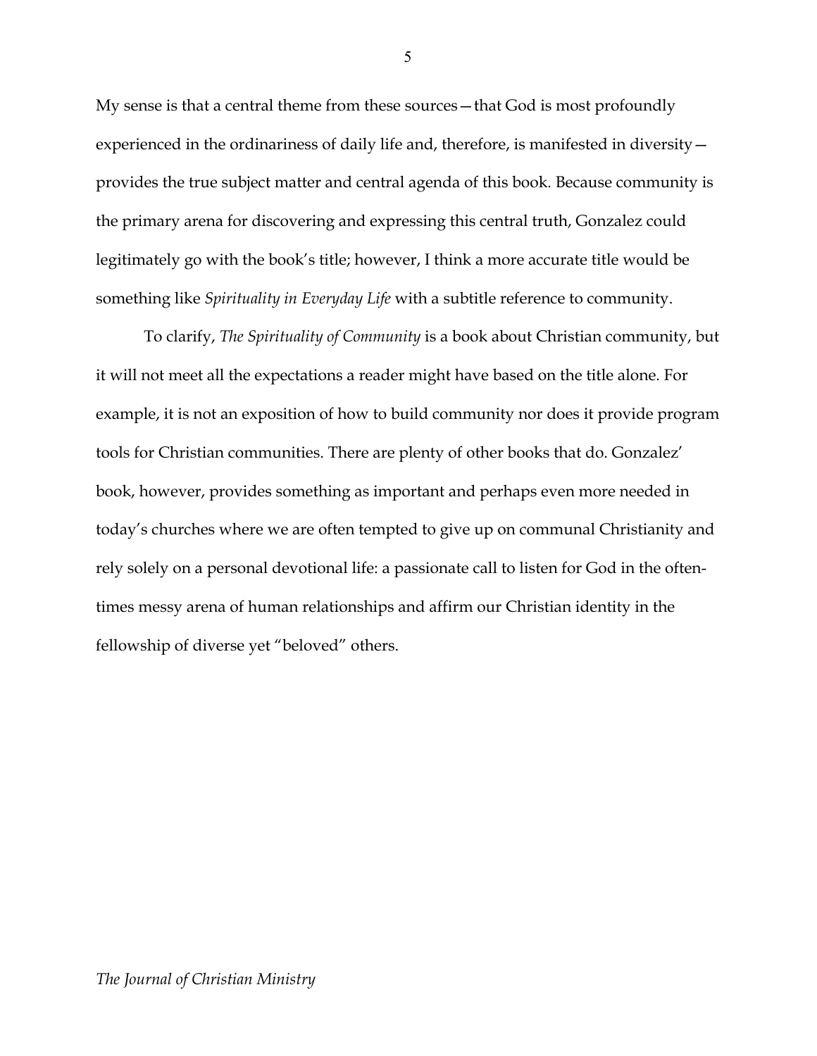My sense is that a central theme from these sources—that God is most profoundly experienced in the ordinariness of daily life and, therefore, is manifested in diversity—provides the true subject matter and central agenda of this book. Because community is the primary arena for discovering and expressing this central truth, Gonzalez could legitimately go with the book's title; however, I think a more accurate title would be something like *Spirituality in Everyday Life* with a subtitle reference to community.

To clarify, *The Spirituality of Community* is a book about Christian community, but it will not meet all the expectations a reader might have based on the title alone. For example, it is not an exposition of how to build community nor does it provide program tools for Christian communities. There are plenty of other books that do. Gonzalez' book, however, provides something as important and perhaps even more needed in today's churches where we are often tempted to give up on communal Christianity and rely solely on a personal devotional life: a passionate call to listen for God in the often-times messy arena of human relationships and affirm our Christian identity in the fellowship of diverse yet "beloved" others.